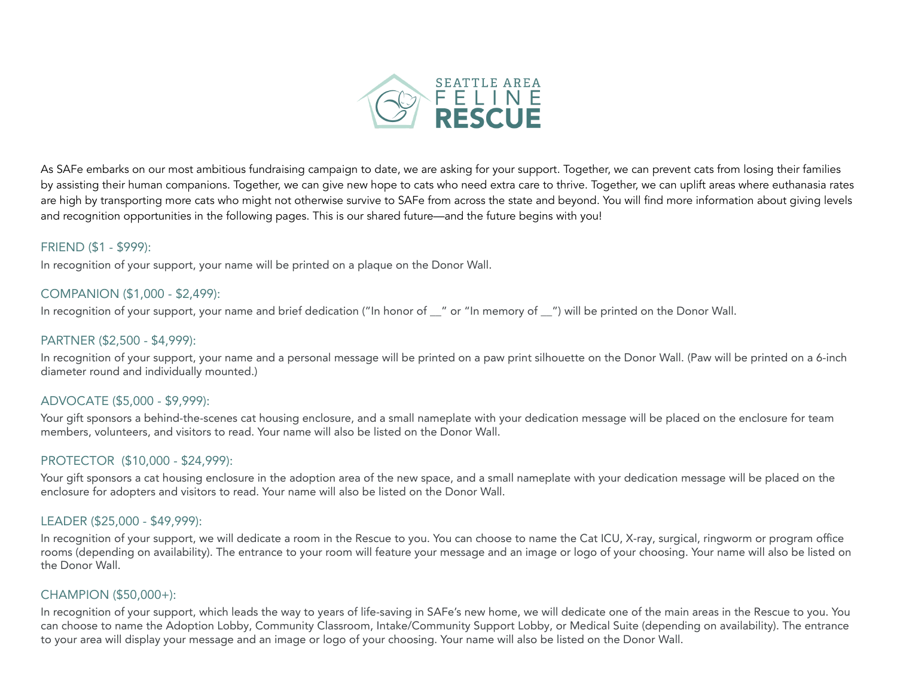# SEATTLE AREA FELINE RESCUE

As SAFe embarks on our most ambitious fundraising campaign to date, we are asking for your support. Together, we can prevent cats from losing their families by assisting their human companions. Together, we can give new hope to cats who need extra care to thrive. Together, we can uplift areas where euthanasia rates are high by transporting more cats who might not otherwise survive to SAFe from across the state and beyond. You will find more information about giving levels and recognition opportunities in the following pages. This is our shared future—and the future begins with you!

## FRIEND ($1 - $999):

In recognition of your support, your name will be printed on a plaque on the Donor Wall.

## COMPANION ($1,000 - $2,499):

In recognition of your support, your name and brief dedication ("In honor of __" or "In memory of __") will be printed on the Donor Wall.

## PARTNER ($2,500 - $4,999):

In recognition of your support, your name and a personal message will be printed on a paw print silhouette on the Donor Wall. (Paw will be printed on a 6-inch diameter round and individually mounted.)

## ADVOCATE ($5,000 - $9,999):

Your gift sponsors a behind-the-scenes cat housing enclosure, and a small nameplate with your dedication message will be placed on the enclosure for team members, volunteers, and visitors to read. Your name will also be listed on the Donor Wall.

## PROTECTOR ($10,000 - $24,999):

Your gift sponsors a cat housing enclosure in the adoption area of the new space, and a small nameplate with your dedication message will be placed on the enclosure for adopters and visitors to read. Your name will also be listed on the Donor Wall.

## LEADER ($25,000 - $49,999):

In recognition of your support, we will dedicate a room in the Rescue to you. You can choose to name the Cat ICU, X-ray, surgical, ringworm or program office rooms (depending on availability). The entrance to your room will feature your message and an image or logo of your choosing. Your name will also be listed on the Donor Wall.

## CHAMPION ($50,000+):

In recognition of your support, which leads the way to years of life-saving in SAFe's new home, we will dedicate one of the main areas in the Rescue to you. You can choose to name the Adoption Lobby, Community Classroom, Intake/Community Support Lobby, or Medical Suite (depending on availability). The entrance to your area will display your message and an image or logo of your choosing. Your name will also be listed on the Donor Wall.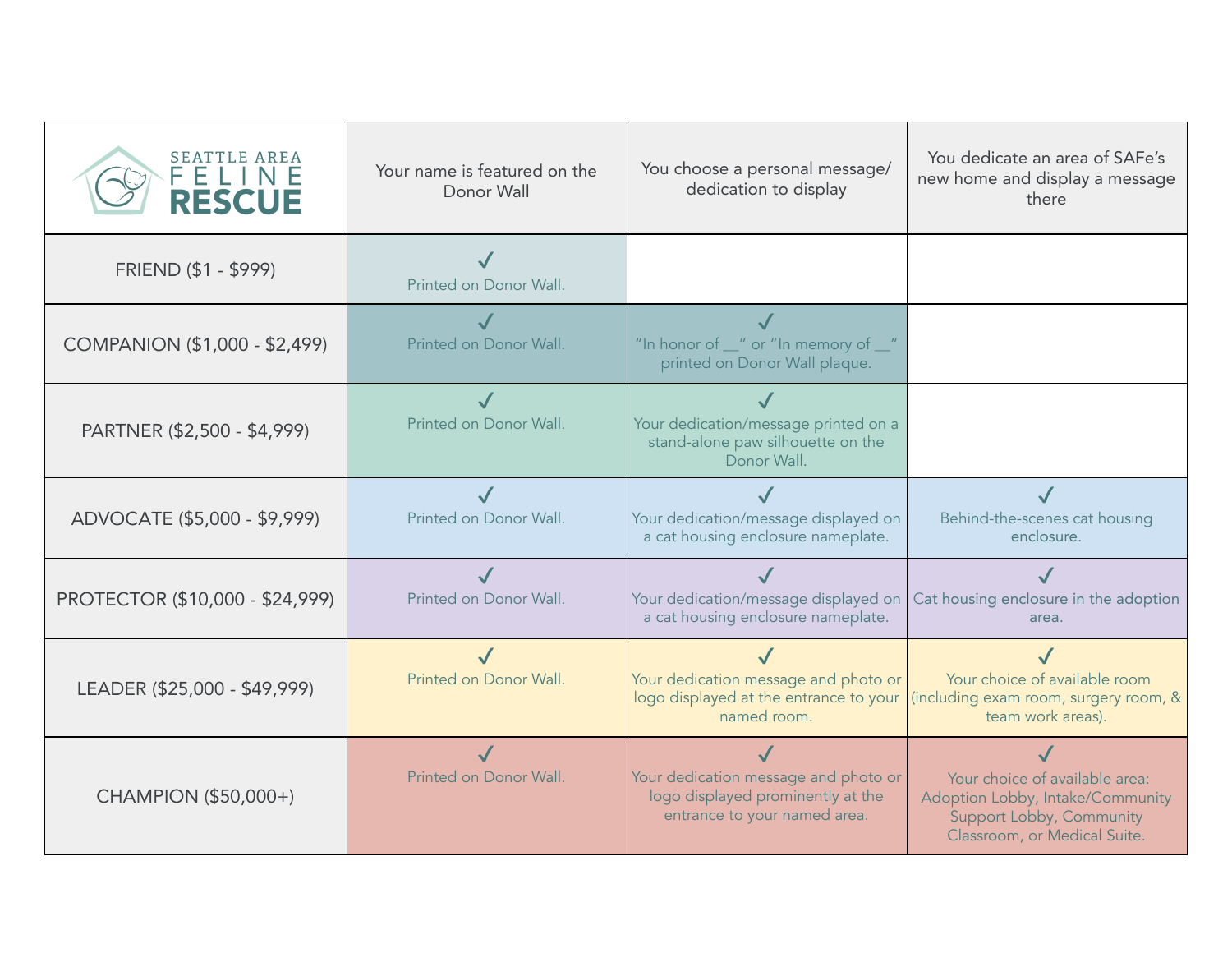| SEATTLE AREA FELINE RESCUE | Your name is featured on the Donor Wall | You choose a personal message/ dedication to display | You dedicate an area of SAFe's new home and display a message there |
|---|---|---|---|
| FRIEND ($1 - $999) | ✓ Printed on Donor Wall. | | |
| COMPANION ($1,000 - $2,499) | ✓ Printed on Donor Wall. | ✓ "In honor of __" or "In memory of __" printed on Donor Wall plaque. | |
| PARTNER ($2,500 - $4,999) | ✓ Printed on Donor Wall. | ✓ Your dedication/message printed on a stand-alone paw silhouette on the Donor Wall. | |
| ADVOCATE ($5,000 - $9,999) | ✓ Printed on Donor Wall. | ✓ Your dedication/message displayed on a cat housing enclosure nameplate. | ✓ Behind-the-scenes cat housing enclosure. |
| PROTECTOR ($10,000 - $24,999) | ✓ Printed on Donor Wall. | ✓ Your dedication/message displayed on a cat housing enclosure nameplate. | ✓ Cat housing enclosure in the adoption area. |
| LEADER ($25,000 - $49,999) | ✓ Printed on Donor Wall. | ✓ Your dedication message and photo or logo displayed at the entrance to your named room. | ✓ Your choice of available room (including exam room, surgery room, & team work areas). |
| CHAMPION ($50,000+) | ✓ Printed on Donor Wall. | ✓ Your dedication message and photo or logo displayed prominently at the entrance to your named area. | ✓ Your choice of available area: Adoption Lobby, Intake/Community Support Lobby, Community Classroom, or Medical Suite. |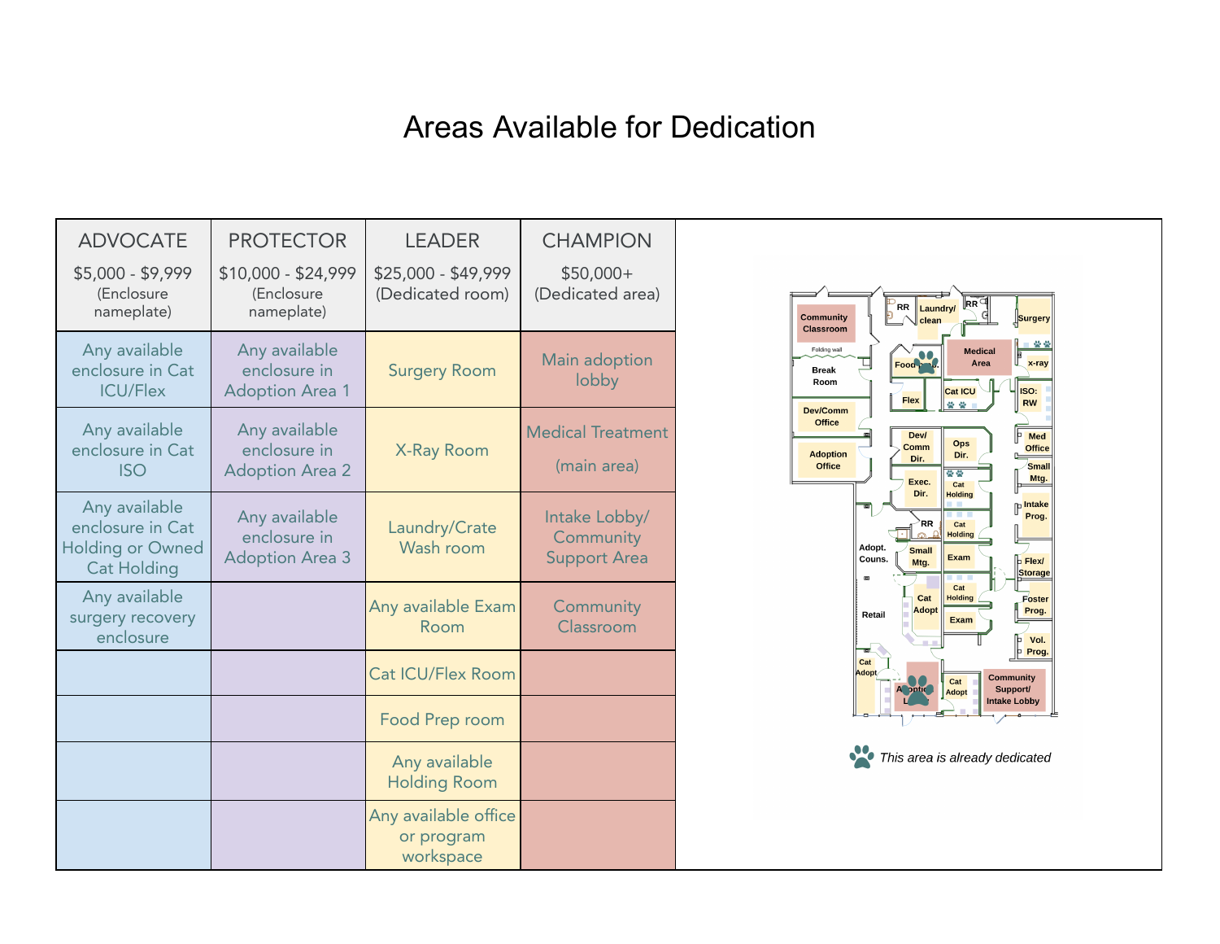# Areas Available for Dedication

| ADVOCATE<br>$5,000 - $9,999<br>(Enclosure nameplate) | PROTECTOR<br>$10,000 - $24,999<br>(Enclosure nameplate) | LEADER<br>$25,000 - $49,999<br>(Dedicated room) | CHAMPION<br>$50,000+<br>(Dedicated area) |
|---|---|---|---|
| Any available enclosure in Cat ICU/Flex | Any available enclosure in Adoption Area 1 | Surgery Room | Main adoption lobby |
| Any available enclosure in Cat ISO | Any available enclosure in Adoption Area 2 | X-Ray Room | Medical Treatment (main area) |
| Any available enclosure in Cat Holding or Owned Cat Holding | Any available enclosure in Adoption Area 3 | Laundry/Crate Wash room | Intake Lobby/ Community Support Area |
| Any available surgery recovery enclosure | | Any available Exam Room | Community Classroom |
| | | Cat ICU/Flex Room | |
| | | Food Prep room | |
| | | Any available Holding Room | |
| | | Any available office or program workspace | |

Community Classroom
Folding wall
Break Room
Dev/Comm Office
Adoption Office
RR
Laundry/ clean
RR
Surgery
Food Prep.
Medical Area
x-ray
Flex
Cat ICU
ISO: RW
Dev/ Comm Dir.
Ops Dir.
Med Office
Exec. Dir.
Cat Holding
Small Mtg.
Intake Prog.
RR
Cat Holding
Adopt. Couns.
Small Mtg.
Exam
Flex/ Storage
Cat Holding
Cat Adopt
Foster Prog.
Retail
Exam
Vol. Prog.
Cat Adopt
Adoption Lobby
Cat Adopt
Community Support/ Intake Lobby

*This area is already dedicated*